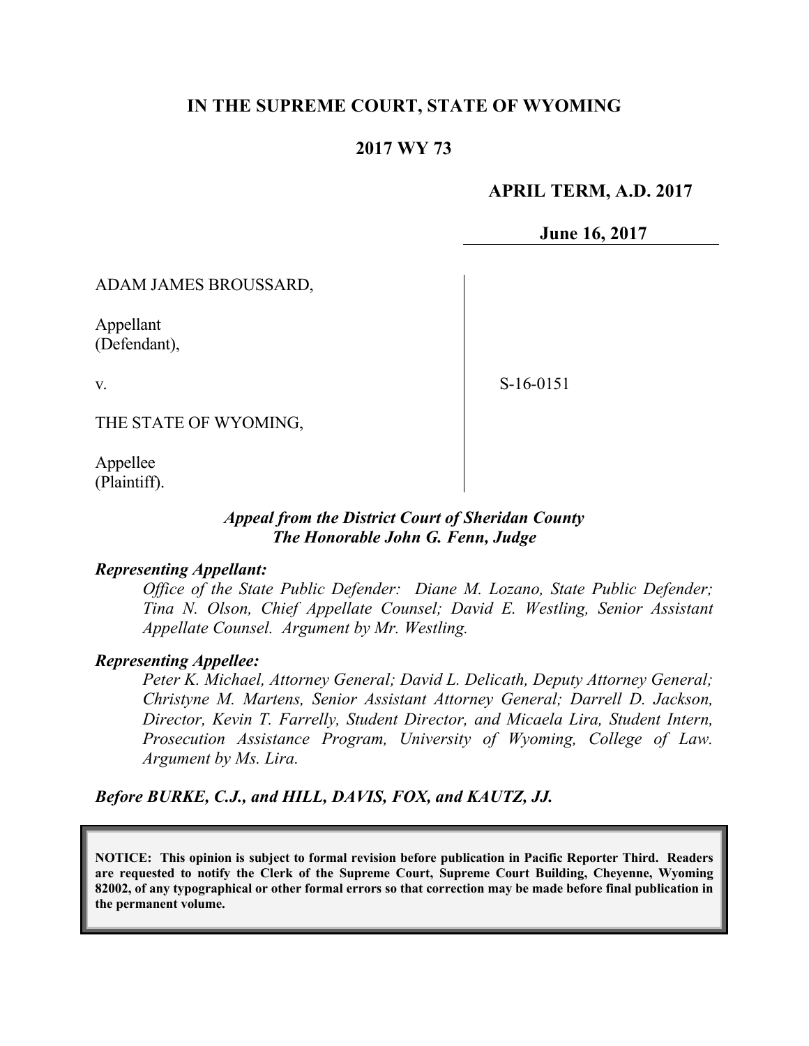# IN THE SUPREME COURT, STATE OF WYOMING

## 2017 WY 73

**APRIL TERM, A.D. 2017**

**June 16, 2017**

ADAM JAMES BROUSSARD,

Appellant
(Defendant),

v.

THE STATE OF WYOMING,

Appellee
(Plaintiff).

S-16-0151

***Appeal from the District Court of Sheridan County***
***The Honorable John G. Fenn, Judge***

***Representing Appellant:***

*Office of the State Public Defender: Diane M. Lozano, State Public Defender; Tina N. Olson, Chief Appellate Counsel; David E. Westling, Senior Assistant Appellate Counsel. Argument by Mr. Westling.*

***Representing Appellee:***

*Peter K. Michael, Attorney General; David L. Delicath, Deputy Attorney General; Christyne M. Martens, Senior Assistant Attorney General; Darrell D. Jackson, Director, Kevin T. Farrelly, Student Director, and Micaela Lira, Student Intern, Prosecution Assistance Program, University of Wyoming, College of Law. Argument by Ms. Lira.*

***Before BURKE, C.J., and HILL, DAVIS, FOX, and KAUTZ, JJ.***

**NOTICE: This opinion is subject to formal revision before publication in Pacific Reporter Third. Readers are requested to notify the Clerk of the Supreme Court, Supreme Court Building, Cheyenne, Wyoming 82002, of any typographical or other formal errors so that correction may be made before final publication in the permanent volume.**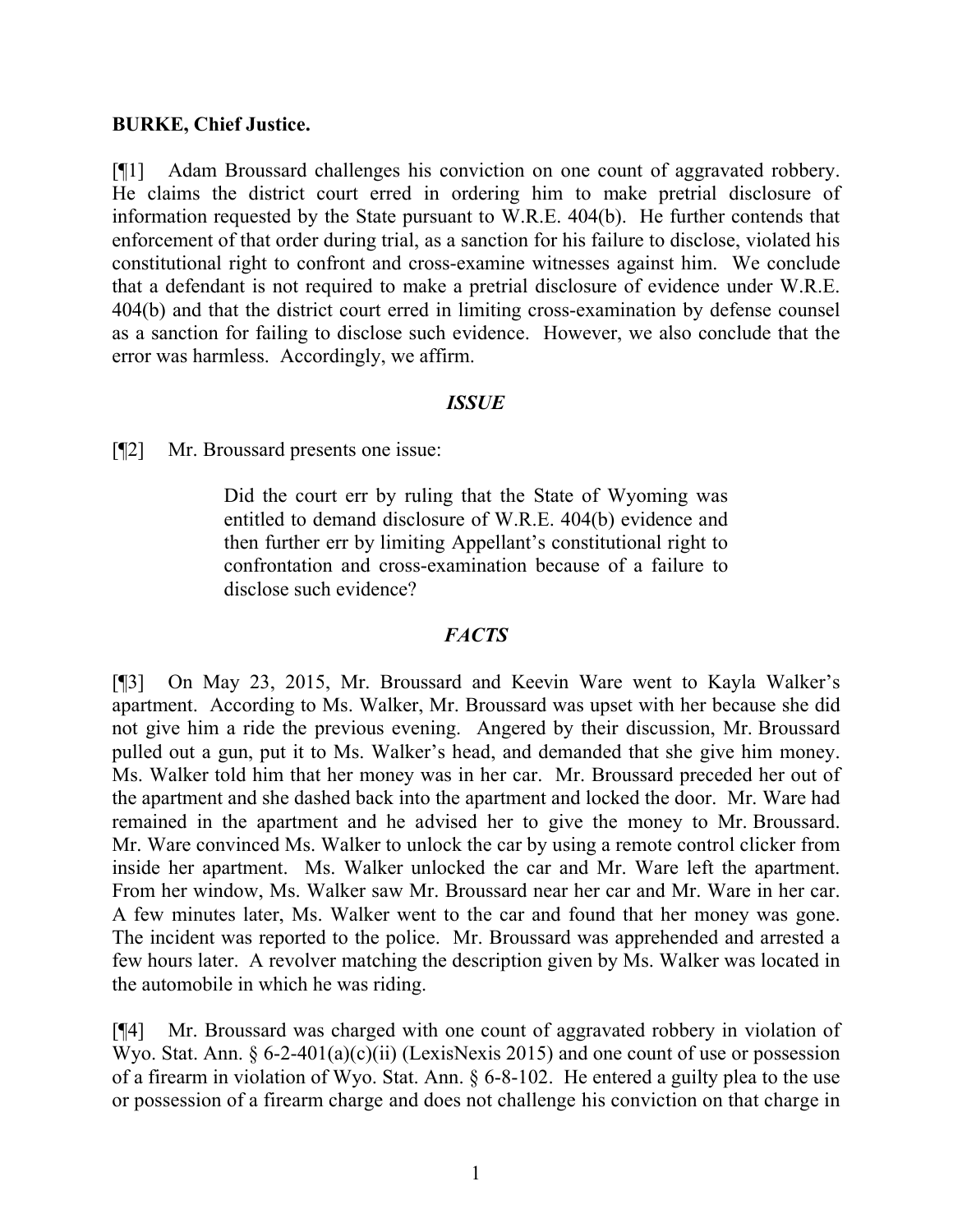**BURKE, Chief Justice.**

[¶1] Adam Broussard challenges his conviction on one count of aggravated robbery. He claims the district court erred in ordering him to make pretrial disclosure of information requested by the State pursuant to W.R.E. 404(b). He further contends that enforcement of that order during trial, as a sanction for his failure to disclose, violated his constitutional right to confront and cross-examine witnesses against him. We conclude that a defendant is not required to make a pretrial disclosure of evidence under W.R.E. 404(b) and that the district court erred in limiting cross-examination by defense counsel as a sanction for failing to disclose such evidence. However, we also conclude that the error was harmless. Accordingly, we affirm.

### *ISSUE*

[¶2] Mr. Broussard presents one issue:

> Did the court err by ruling that the State of Wyoming was entitled to demand disclosure of W.R.E. 404(b) evidence and then further err by limiting Appellant's constitutional right to confrontation and cross-examination because of a failure to disclose such evidence?

### *FACTS*

[¶3] On May 23, 2015, Mr. Broussard and Keevin Ware went to Kayla Walker's apartment. According to Ms. Walker, Mr. Broussard was upset with her because she did not give him a ride the previous evening. Angered by their discussion, Mr. Broussard pulled out a gun, put it to Ms. Walker's head, and demanded that she give him money. Ms. Walker told him that her money was in her car. Mr. Broussard preceded her out of the apartment and she dashed back into the apartment and locked the door. Mr. Ware had remained in the apartment and he advised her to give the money to Mr. Broussard. Mr. Ware convinced Ms. Walker to unlock the car by using a remote control clicker from inside her apartment. Ms. Walker unlocked the car and Mr. Ware left the apartment. From her window, Ms. Walker saw Mr. Broussard near her car and Mr. Ware in her car. A few minutes later, Ms. Walker went to the car and found that her money was gone. The incident was reported to the police. Mr. Broussard was apprehended and arrested a few hours later. A revolver matching the description given by Ms. Walker was located in the automobile in which he was riding.

[¶4] Mr. Broussard was charged with one count of aggravated robbery in violation of Wyo. Stat. Ann. § 6-2-401(a)(c)(ii) (LexisNexis 2015) and one count of use or possession of a firearm in violation of Wyo. Stat. Ann. § 6-8-102. He entered a guilty plea to the use or possession of a firearm charge and does not challenge his conviction on that charge in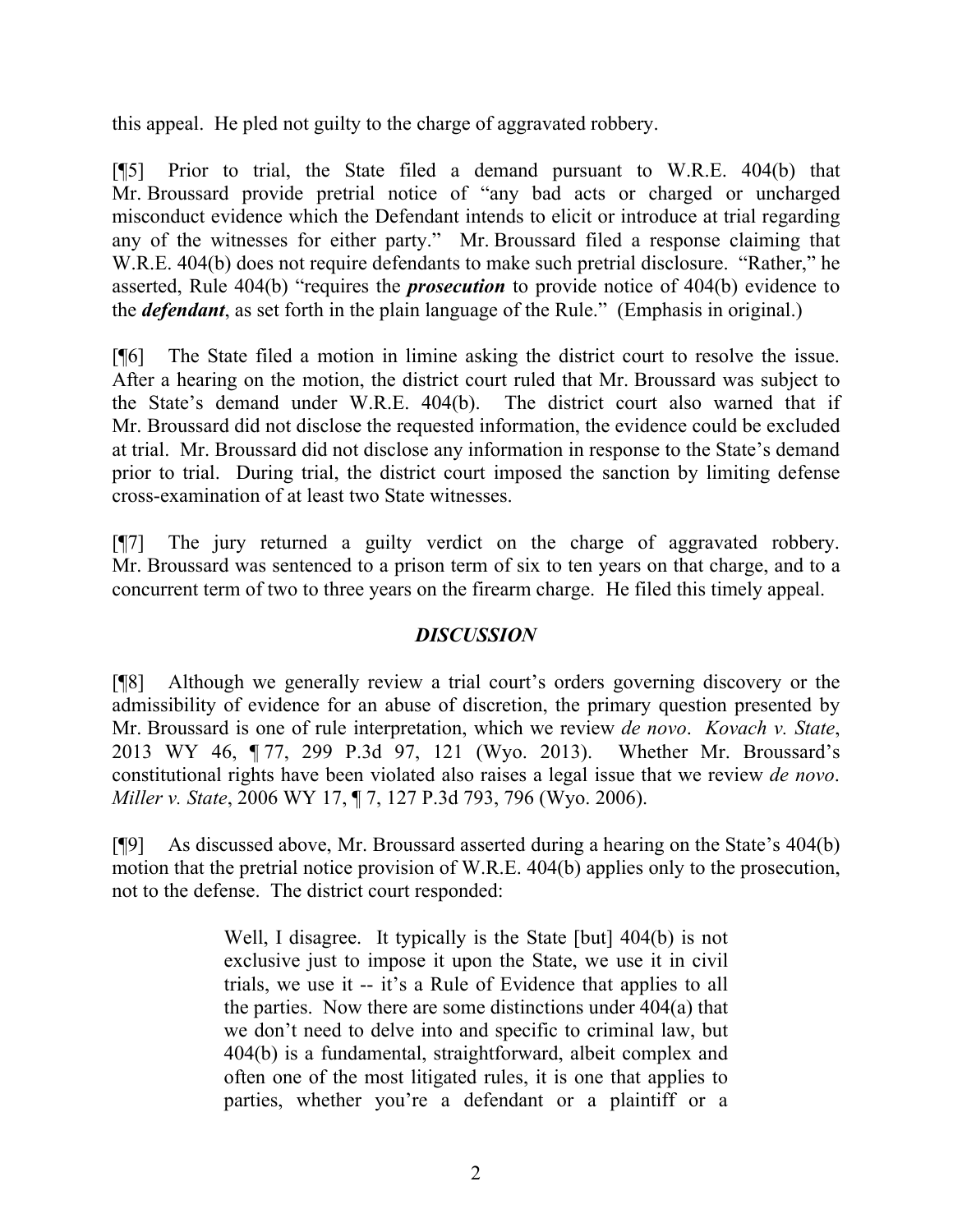this appeal. He pled not guilty to the charge of aggravated robbery.

[¶5] Prior to trial, the State filed a demand pursuant to W.R.E. 404(b) that Mr. Broussard provide pretrial notice of "any bad acts or charged or uncharged misconduct evidence which the Defendant intends to elicit or introduce at trial regarding any of the witnesses for either party." Mr. Broussard filed a response claiming that W.R.E. 404(b) does not require defendants to make such pretrial disclosure. "Rather," he asserted, Rule 404(b) "requires the ***prosecution*** to provide notice of 404(b) evidence to the ***defendant***, as set forth in the plain language of the Rule." (Emphasis in original.)

[¶6] The State filed a motion in limine asking the district court to resolve the issue. After a hearing on the motion, the district court ruled that Mr. Broussard was subject to the State's demand under W.R.E. 404(b). The district court also warned that if Mr. Broussard did not disclose the requested information, the evidence could be excluded at trial. Mr. Broussard did not disclose any information in response to the State's demand prior to trial. During trial, the district court imposed the sanction by limiting defense cross-examination of at least two State witnesses.

[¶7] The jury returned a guilty verdict on the charge of aggravated robbery. Mr. Broussard was sentenced to a prison term of six to ten years on that charge, and to a concurrent term of two to three years on the firearm charge. He filed this timely appeal.

## *DISCUSSION*

[¶8] Although we generally review a trial court's orders governing discovery or the admissibility of evidence for an abuse of discretion, the primary question presented by Mr. Broussard is one of rule interpretation, which we review *de novo*. *Kovach v. State*, 2013 WY 46, ¶ 77, 299 P.3d 97, 121 (Wyo. 2013). Whether Mr. Broussard's constitutional rights have been violated also raises a legal issue that we review *de novo*. *Miller v. State*, 2006 WY 17, ¶ 7, 127 P.3d 793, 796 (Wyo. 2006).

[¶9] As discussed above, Mr. Broussard asserted during a hearing on the State's 404(b) motion that the pretrial notice provision of W.R.E. 404(b) applies only to the prosecution, not to the defense. The district court responded:

> Well, I disagree. It typically is the State [but] 404(b) is not exclusive just to impose it upon the State, we use it in civil trials, we use it -- it's a Rule of Evidence that applies to all the parties. Now there are some distinctions under 404(a) that we don't need to delve into and specific to criminal law, but 404(b) is a fundamental, straightforward, albeit complex and often one of the most litigated rules, it is one that applies to parties, whether you're a defendant or a plaintiff or a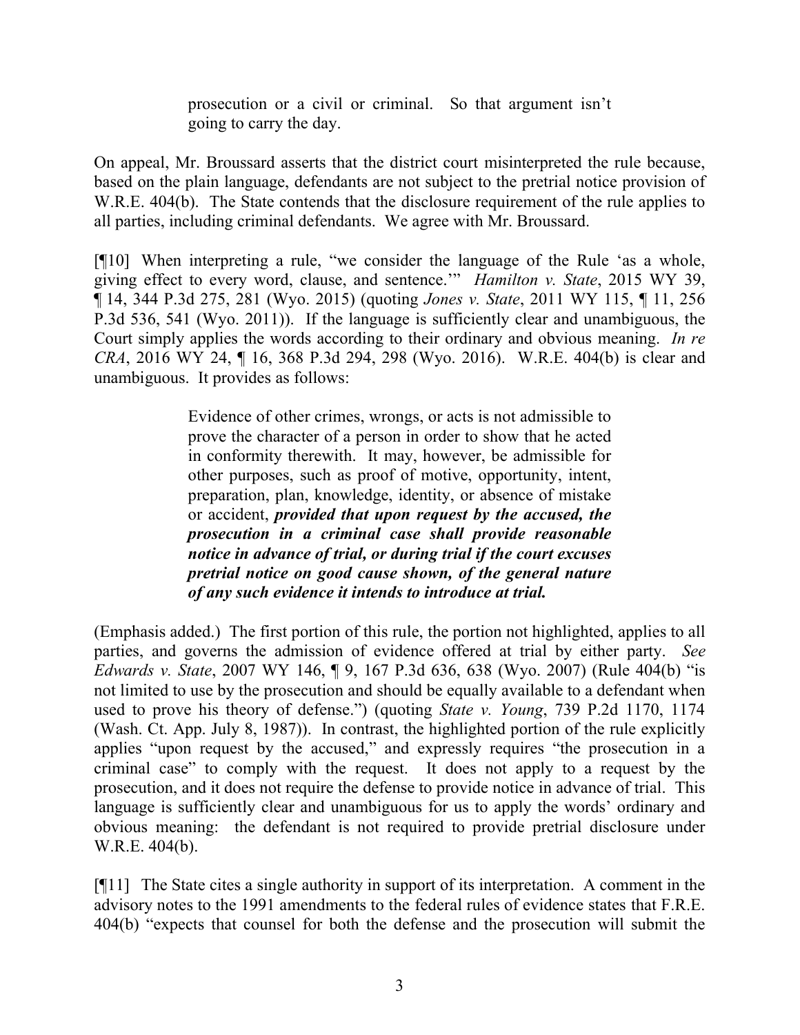> prosecution or a civil or criminal. So that argument isn't going to carry the day.

On appeal, Mr. Broussard asserts that the district court misinterpreted the rule because, based on the plain language, defendants are not subject to the pretrial notice provision of W.R.E. 404(b). The State contends that the disclosure requirement of the rule applies to all parties, including criminal defendants. We agree with Mr. Broussard.

[¶10] When interpreting a rule, "we consider the language of the Rule 'as a whole, giving effect to every word, clause, and sentence.'" *Hamilton v. State*, 2015 WY 39, ¶ 14, 344 P.3d 275, 281 (Wyo. 2015) (quoting *Jones v. State*, 2011 WY 115, ¶ 11, 256 P.3d 536, 541 (Wyo. 2011)). If the language is sufficiently clear and unambiguous, the Court simply applies the words according to their ordinary and obvious meaning. *In re CRA*, 2016 WY 24, ¶ 16, 368 P.3d 294, 298 (Wyo. 2016). W.R.E. 404(b) is clear and unambiguous. It provides as follows:

> Evidence of other crimes, wrongs, or acts is not admissible to prove the character of a person in order to show that he acted in conformity therewith. It may, however, be admissible for other purposes, such as proof of motive, opportunity, intent, preparation, plan, knowledge, identity, or absence of mistake or accident, ***provided that upon request by the accused, the prosecution in a criminal case shall provide reasonable notice in advance of trial, or during trial if the court excuses pretrial notice on good cause shown, of the general nature of any such evidence it intends to introduce at trial.***

(Emphasis added.) The first portion of this rule, the portion not highlighted, applies to all parties, and governs the admission of evidence offered at trial by either party. *See Edwards v. State*, 2007 WY 146, ¶ 9, 167 P.3d 636, 638 (Wyo. 2007) (Rule 404(b) "is not limited to use by the prosecution and should be equally available to a defendant when used to prove his theory of defense.") (quoting *State v. Young*, 739 P.2d 1170, 1174 (Wash. Ct. App. July 8, 1987)). In contrast, the highlighted portion of the rule explicitly applies "upon request by the accused," and expressly requires "the prosecution in a criminal case" to comply with the request. It does not apply to a request by the prosecution, and it does not require the defense to provide notice in advance of trial. This language is sufficiently clear and unambiguous for us to apply the words' ordinary and obvious meaning: the defendant is not required to provide pretrial disclosure under W.R.E. 404(b).

[¶11] The State cites a single authority in support of its interpretation. A comment in the advisory notes to the 1991 amendments to the federal rules of evidence states that F.R.E. 404(b) "expects that counsel for both the defense and the prosecution will submit the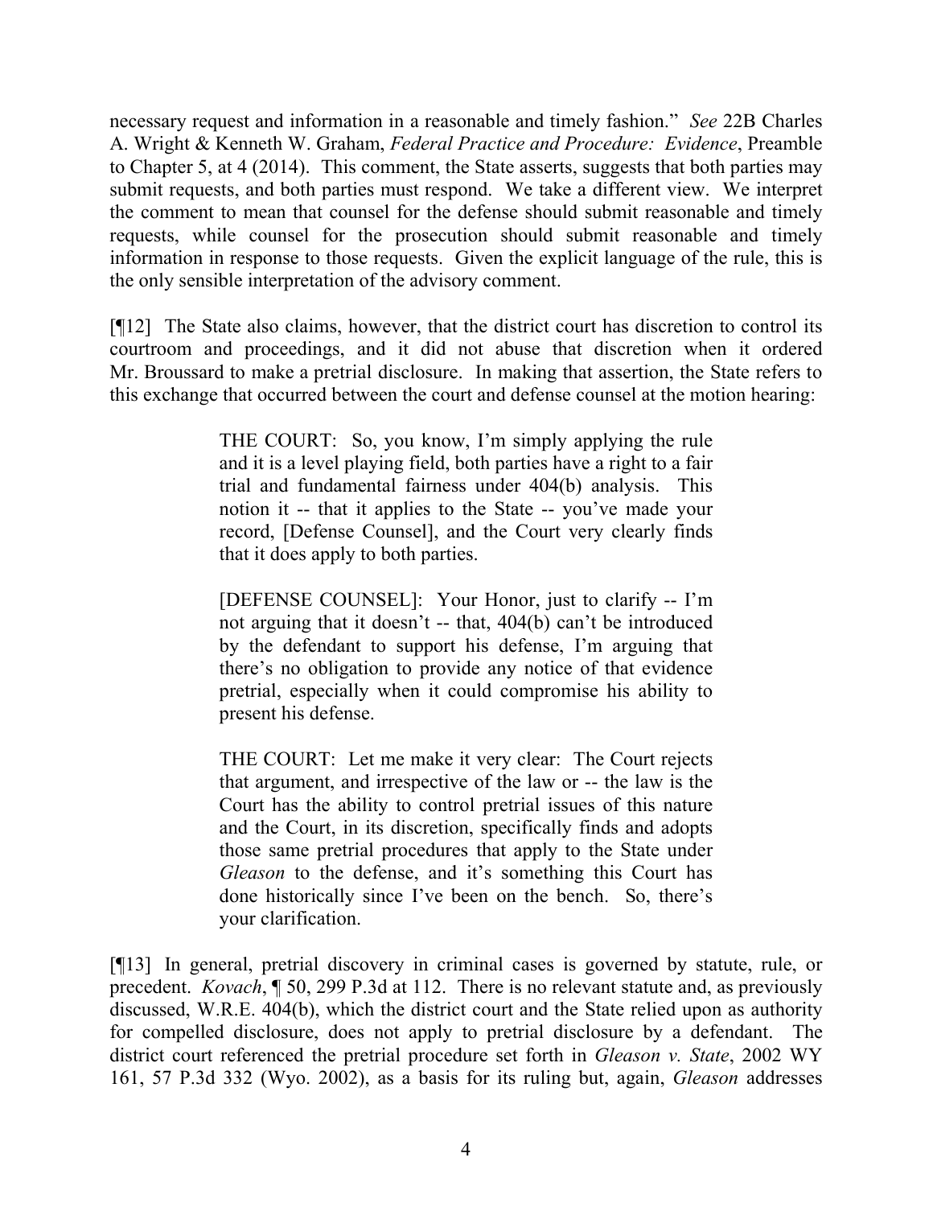necessary request and information in a reasonable and timely fashion." *See* 22B Charles A. Wright & Kenneth W. Graham, *Federal Practice and Procedure: Evidence*, Preamble to Chapter 5, at 4 (2014). This comment, the State asserts, suggests that both parties may submit requests, and both parties must respond. We take a different view. We interpret the comment to mean that counsel for the defense should submit reasonable and timely requests, while counsel for the prosecution should submit reasonable and timely information in response to those requests. Given the explicit language of the rule, this is the only sensible interpretation of the advisory comment.

[¶12] The State also claims, however, that the district court has discretion to control its courtroom and proceedings, and it did not abuse that discretion when it ordered Mr. Broussard to make a pretrial disclosure. In making that assertion, the State refers to this exchange that occurred between the court and defense counsel at the motion hearing:

> THE COURT: So, you know, I'm simply applying the rule and it is a level playing field, both parties have a right to a fair trial and fundamental fairness under 404(b) analysis. This notion it -- that it applies to the State -- you've made your record, [Defense Counsel], and the Court very clearly finds that it does apply to both parties.
>
> [DEFENSE COUNSEL]: Your Honor, just to clarify -- I'm not arguing that it doesn't -- that, 404(b) can't be introduced by the defendant to support his defense, I'm arguing that there's no obligation to provide any notice of that evidence pretrial, especially when it could compromise his ability to present his defense.
>
> THE COURT: Let me make it very clear: The Court rejects that argument, and irrespective of the law or -- the law is the Court has the ability to control pretrial issues of this nature and the Court, in its discretion, specifically finds and adopts those same pretrial procedures that apply to the State under *Gleason* to the defense, and it's something this Court has done historically since I've been on the bench. So, there's your clarification.

[¶13] In general, pretrial discovery in criminal cases is governed by statute, rule, or precedent. *Kovach*, ¶ 50, 299 P.3d at 112. There is no relevant statute and, as previously discussed, W.R.E. 404(b), which the district court and the State relied upon as authority for compelled disclosure, does not apply to pretrial disclosure by a defendant. The district court referenced the pretrial procedure set forth in *Gleason v. State*, 2002 WY 161, 57 P.3d 332 (Wyo. 2002), as a basis for its ruling but, again, *Gleason* addresses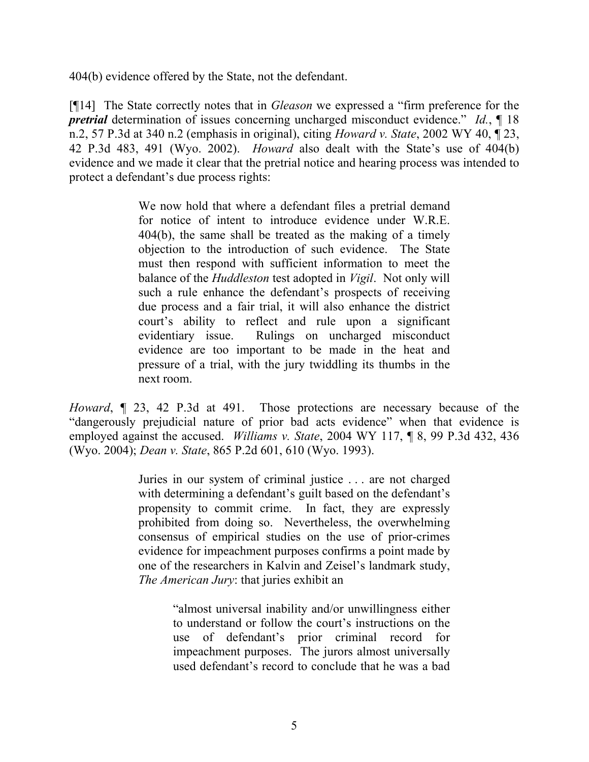404(b) evidence offered by the State, not the defendant.

[¶14] The State correctly notes that in *Gleason* we expressed a "firm preference for the ***pretrial*** determination of issues concerning uncharged misconduct evidence." *Id.*, ¶ 18 n.2, 57 P.3d at 340 n.2 (emphasis in original), citing *Howard v. State*, 2002 WY 40, ¶ 23, 42 P.3d 483, 491 (Wyo. 2002). *Howard* also dealt with the State's use of 404(b) evidence and we made it clear that the pretrial notice and hearing process was intended to protect a defendant's due process rights:

> We now hold that where a defendant files a pretrial demand for notice of intent to introduce evidence under W.R.E. 404(b), the same shall be treated as the making of a timely objection to the introduction of such evidence. The State must then respond with sufficient information to meet the balance of the *Huddleston* test adopted in *Vigil*. Not only will such a rule enhance the defendant's prospects of receiving due process and a fair trial, it will also enhance the district court's ability to reflect and rule upon a significant evidentiary issue. Rulings on uncharged misconduct evidence are too important to be made in the heat and pressure of a trial, with the jury twiddling its thumbs in the next room.

*Howard*, ¶ 23, 42 P.3d at 491. Those protections are necessary because of the "dangerously prejudicial nature of prior bad acts evidence" when that evidence is employed against the accused. *Williams v. State*, 2004 WY 117, ¶ 8, 99 P.3d 432, 436 (Wyo. 2004); *Dean v. State*, 865 P.2d 601, 610 (Wyo. 1993).

> Juries in our system of criminal justice . . . are not charged with determining a defendant's guilt based on the defendant's propensity to commit crime. In fact, they are expressly prohibited from doing so. Nevertheless, the overwhelming consensus of empirical studies on the use of prior-crimes evidence for impeachment purposes confirms a point made by one of the researchers in Kalvin and Zeisel's landmark study, *The American Jury*: that juries exhibit an
>
> > "almost universal inability and/or unwillingness either to understand or follow the court's instructions on the use of defendant's prior criminal record for impeachment purposes. The jurors almost universally used defendant's record to conclude that he was a bad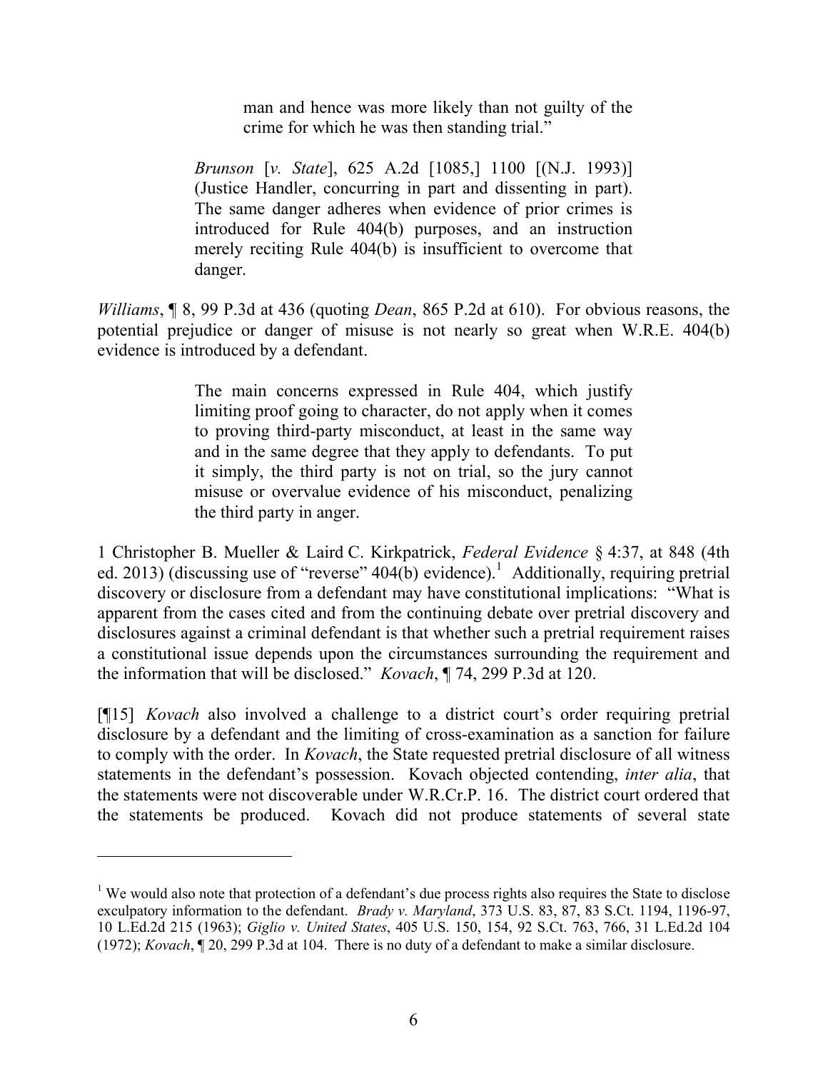> man and hence was more likely than not guilty of the crime for which he was then standing trial."
>
> *Brunson* [*v. State*], 625 A.2d [1085,] 1100 [(N.J. 1993)] (Justice Handler, concurring in part and dissenting in part). The same danger adheres when evidence of prior crimes is introduced for Rule 404(b) purposes, and an instruction merely reciting Rule 404(b) is insufficient to overcome that danger.

*Williams*, ¶ 8, 99 P.3d at 436 (quoting *Dean*, 865 P.2d at 610). For obvious reasons, the potential prejudice or danger of misuse is not nearly so great when W.R.E. 404(b) evidence is introduced by a defendant.

> The main concerns expressed in Rule 404, which justify limiting proof going to character, do not apply when it comes to proving third-party misconduct, at least in the same way and in the same degree that they apply to defendants. To put it simply, the third party is not on trial, so the jury cannot misuse or overvalue evidence of his misconduct, penalizing the third party in anger.

1 Christopher B. Mueller & Laird C. Kirkpatrick, *Federal Evidence* § 4:37, at 848 (4th ed. 2013) (discussing use of "reverse" 404(b) evidence).[1] Additionally, requiring pretrial discovery or disclosure from a defendant may have constitutional implications: "What is apparent from the cases cited and from the continuing debate over pretrial discovery and disclosures against a criminal defendant is that whether such a pretrial requirement raises a constitutional issue depends upon the circumstances surrounding the requirement and the information that will be disclosed." *Kovach*, ¶ 74, 299 P.3d at 120.

[¶15] *Kovach* also involved a challenge to a district court's order requiring pretrial disclosure by a defendant and the limiting of cross-examination as a sanction for failure to comply with the order. In *Kovach*, the State requested pretrial disclosure of all witness statements in the defendant's possession. Kovach objected contending, *inter alia*, that the statements were not discoverable under W.R.Cr.P. 16. The district court ordered that the statements be produced. Kovach did not produce statements of several state

---

[1] We would also note that protection of a defendant's due process rights also requires the State to disclose exculpatory information to the defendant. *Brady v. Maryland*, 373 U.S. 83, 87, 83 S.Ct. 1194, 1196-97, 10 L.Ed.2d 215 (1963); *Giglio v. United States*, 405 U.S. 150, 154, 92 S.Ct. 763, 766, 31 L.Ed.2d 104 (1972); *Kovach*, ¶ 20, 299 P.3d at 104. There is no duty of a defendant to make a similar disclosure.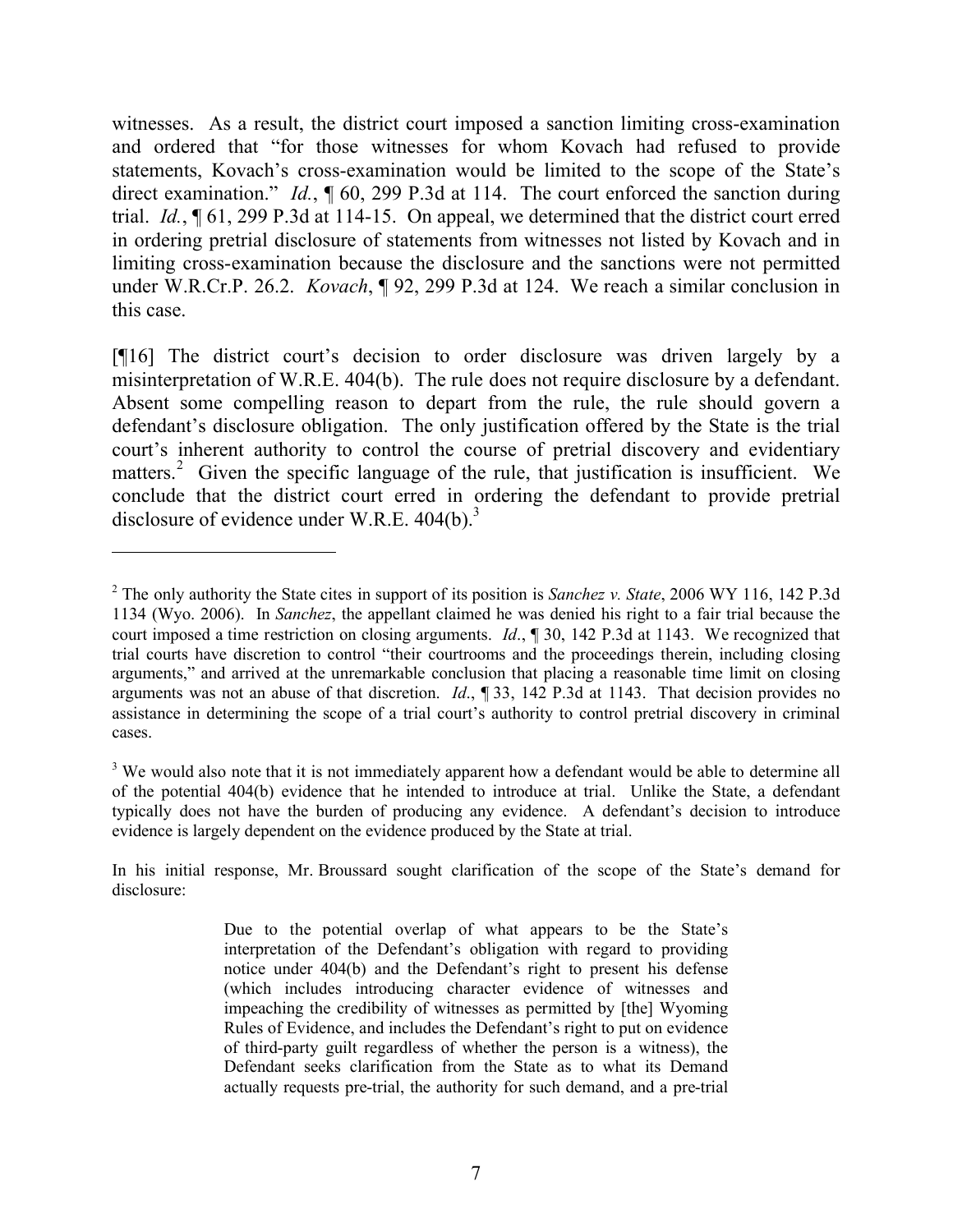witnesses. As a result, the district court imposed a sanction limiting cross-examination and ordered that "for those witnesses for whom Kovach had refused to provide statements, Kovach's cross-examination would be limited to the scope of the State's direct examination." *Id.*, ¶ 60, 299 P.3d at 114. The court enforced the sanction during trial. *Id.*, ¶ 61, 299 P.3d at 114-15. On appeal, we determined that the district court erred in ordering pretrial disclosure of statements from witnesses not listed by Kovach and in limiting cross-examination because the disclosure and the sanctions were not permitted under W.R.Cr.P. 26.2. *Kovach*, ¶ 92, 299 P.3d at 124. We reach a similar conclusion in this case.

[¶16] The district court's decision to order disclosure was driven largely by a misinterpretation of W.R.E. 404(b). The rule does not require disclosure by a defendant. Absent some compelling reason to depart from the rule, the rule should govern a defendant's disclosure obligation. The only justification offered by the State is the trial court's inherent authority to control the course of pretrial discovery and evidentiary matters.[2] Given the specific language of the rule, that justification is insufficient. We conclude that the district court erred in ordering the defendant to provide pretrial disclosure of evidence under W.R.E. 404(b).[3]

---

[2] The only authority the State cites in support of its position is *Sanchez v. State*, 2006 WY 116, 142 P.3d 1134 (Wyo. 2006). In *Sanchez*, the appellant claimed he was denied his right to a fair trial because the court imposed a time restriction on closing arguments. *Id*., ¶ 30, 142 P.3d at 1143. We recognized that trial courts have discretion to control "their courtrooms and the proceedings therein, including closing arguments," and arrived at the unremarkable conclusion that placing a reasonable time limit on closing arguments was not an abuse of that discretion. *Id*., ¶ 33, 142 P.3d at 1143. That decision provides no assistance in determining the scope of a trial court's authority to control pretrial discovery in criminal cases.

[3] We would also note that it is not immediately apparent how a defendant would be able to determine all of the potential 404(b) evidence that he intended to introduce at trial. Unlike the State, a defendant typically does not have the burden of producing any evidence. A defendant's decision to introduce evidence is largely dependent on the evidence produced by the State at trial.

In his initial response, Mr. Broussard sought clarification of the scope of the State's demand for disclosure:

> Due to the potential overlap of what appears to be the State's interpretation of the Defendant's obligation with regard to providing notice under 404(b) and the Defendant's right to present his defense (which includes introducing character evidence of witnesses and impeaching the credibility of witnesses as permitted by [the] Wyoming Rules of Evidence, and includes the Defendant's right to put on evidence of third-party guilt regardless of whether the person is a witness), the Defendant seeks clarification from the State as to what its Demand actually requests pre-trial, the authority for such demand, and a pre-trial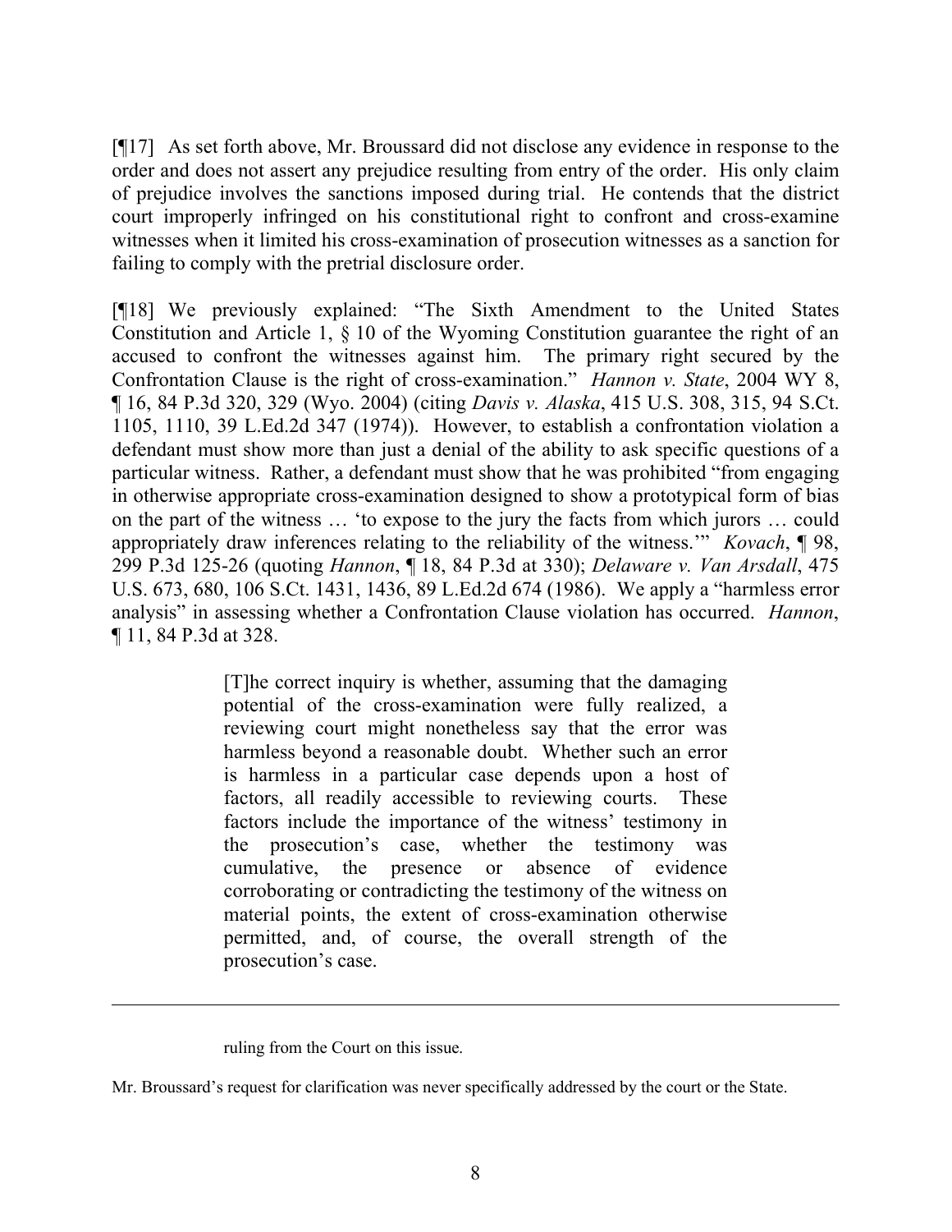[¶17] As set forth above, Mr. Broussard did not disclose any evidence in response to the order and does not assert any prejudice resulting from entry of the order. His only claim of prejudice involves the sanctions imposed during trial. He contends that the district court improperly infringed on his constitutional right to confront and cross-examine witnesses when it limited his cross-examination of prosecution witnesses as a sanction for failing to comply with the pretrial disclosure order.

[¶18] We previously explained: "The Sixth Amendment to the United States Constitution and Article 1, § 10 of the Wyoming Constitution guarantee the right of an accused to confront the witnesses against him. The primary right secured by the Confrontation Clause is the right of cross-examination." *Hannon v. State*, 2004 WY 8, ¶ 16, 84 P.3d 320, 329 (Wyo. 2004) (citing *Davis v. Alaska*, 415 U.S. 308, 315, 94 S.Ct. 1105, 1110, 39 L.Ed.2d 347 (1974)). However, to establish a confrontation violation a defendant must show more than just a denial of the ability to ask specific questions of a particular witness. Rather, a defendant must show that he was prohibited "from engaging in otherwise appropriate cross-examination designed to show a prototypical form of bias on the part of the witness … 'to expose to the jury the facts from which jurors … could appropriately draw inferences relating to the reliability of the witness.'" *Kovach*, ¶ 98, 299 P.3d 125-26 (quoting *Hannon*, ¶ 18, 84 P.3d at 330); *Delaware v. Van Arsdall*, 475 U.S. 673, 680, 106 S.Ct. 1431, 1436, 89 L.Ed.2d 674 (1986). We apply a "harmless error analysis" in assessing whether a Confrontation Clause violation has occurred. *Hannon*, ¶ 11, 84 P.3d at 328.

> [T]he correct inquiry is whether, assuming that the damaging potential of the cross-examination were fully realized, a reviewing court might nonetheless say that the error was harmless beyond a reasonable doubt. Whether such an error is harmless in a particular case depends upon a host of factors, all readily accessible to reviewing courts. These factors include the importance of the witness' testimony in the prosecution's case, whether the testimony was cumulative, the presence or absence of evidence corroborating or contradicting the testimony of the witness on material points, the extent of cross-examination otherwise permitted, and, of course, the overall strength of the prosecution's case.

---

ruling from the Court on this issue.

Mr. Broussard's request for clarification was never specifically addressed by the court or the State.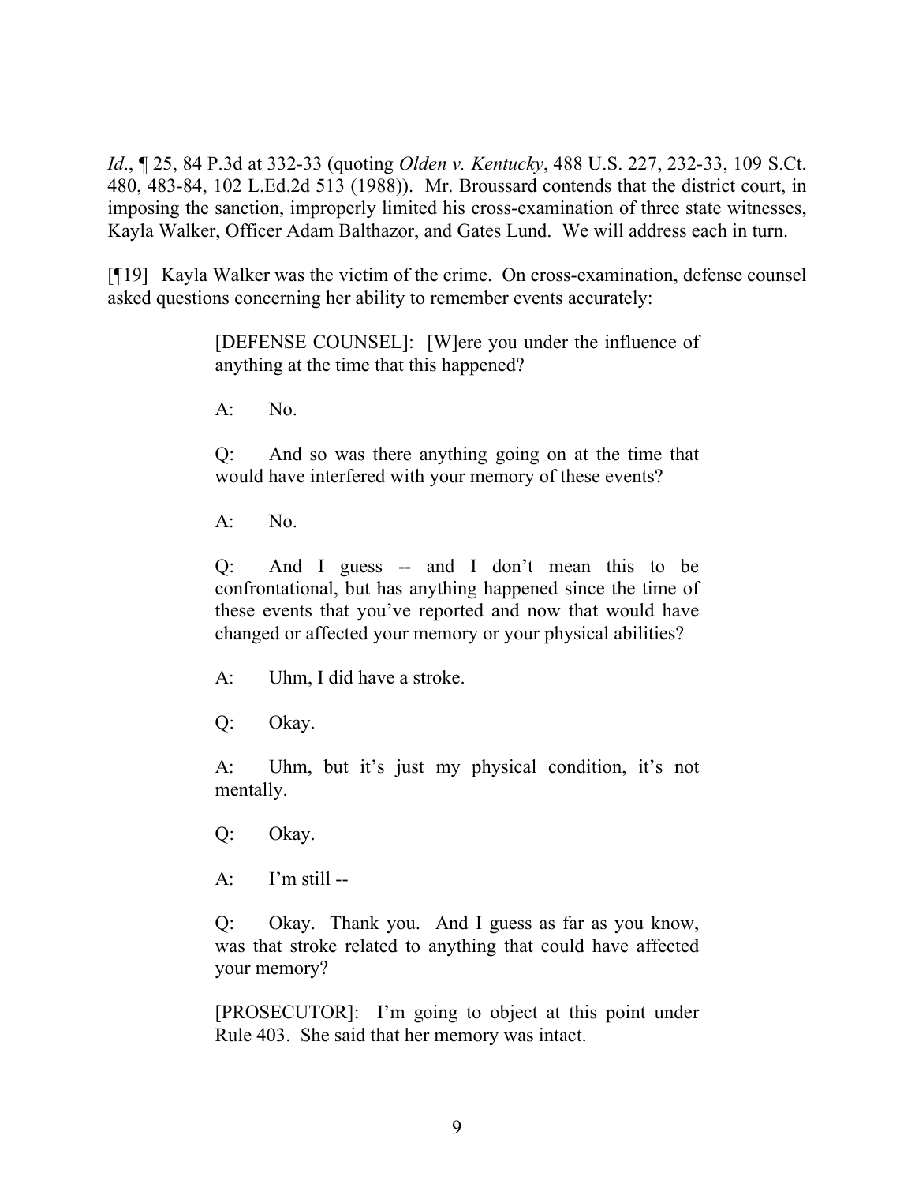*Id*., ¶ 25, 84 P.3d at 332-33 (quoting *Olden v. Kentucky*, 488 U.S. 227, 232-33, 109 S.Ct. 480, 483-84, 102 L.Ed.2d 513 (1988)). Mr. Broussard contends that the district court, in imposing the sanction, improperly limited his cross-examination of three state witnesses, Kayla Walker, Officer Adam Balthazor, and Gates Lund. We will address each in turn.

[¶19] Kayla Walker was the victim of the crime. On cross-examination, defense counsel asked questions concerning her ability to remember events accurately:

> [DEFENSE COUNSEL]: [W]ere you under the influence of anything at the time that this happened?
>
> A: No.
>
> Q: And so was there anything going on at the time that would have interfered with your memory of these events?
>
> A: No.
>
> Q: And I guess -- and I don't mean this to be confrontational, but has anything happened since the time of these events that you've reported and now that would have changed or affected your memory or your physical abilities?
>
> A: Uhm, I did have a stroke.
>
> Q: Okay.
>
> A: Uhm, but it's just my physical condition, it's not mentally.
>
> Q: Okay.
>
> A: I'm still --
>
> Q: Okay. Thank you. And I guess as far as you know, was that stroke related to anything that could have affected your memory?
>
> [PROSECUTOR]: I'm going to object at this point under Rule 403. She said that her memory was intact.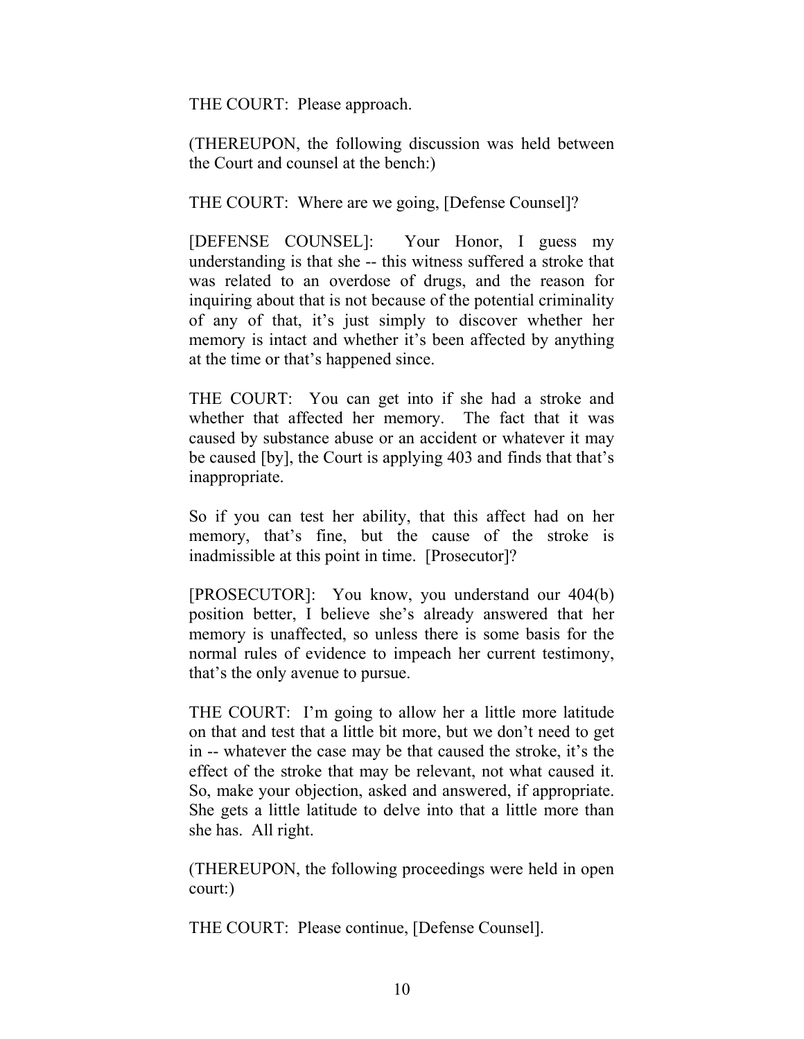THE COURT: Please approach.

(THEREUPON, the following discussion was held between the Court and counsel at the bench:)

THE COURT: Where are we going, [Defense Counsel]?

[DEFENSE COUNSEL]: Your Honor, I guess my understanding is that she -- this witness suffered a stroke that was related to an overdose of drugs, and the reason for inquiring about that is not because of the potential criminality of any of that, it's just simply to discover whether her memory is intact and whether it's been affected by anything at the time or that's happened since.

THE COURT: You can get into if she had a stroke and whether that affected her memory. The fact that it was caused by substance abuse or an accident or whatever it may be caused [by], the Court is applying 403 and finds that that's inappropriate.

So if you can test her ability, that this affect had on her memory, that's fine, but the cause of the stroke is inadmissible at this point in time. [Prosecutor]?

[PROSECUTOR]: You know, you understand our 404(b) position better, I believe she's already answered that her memory is unaffected, so unless there is some basis for the normal rules of evidence to impeach her current testimony, that's the only avenue to pursue.

THE COURT: I'm going to allow her a little more latitude on that and test that a little bit more, but we don't need to get in -- whatever the case may be that caused the stroke, it's the effect of the stroke that may be relevant, not what caused it. So, make your objection, asked and answered, if appropriate. She gets a little latitude to delve into that a little more than she has. All right.

(THEREUPON, the following proceedings were held in open court:)

THE COURT: Please continue, [Defense Counsel].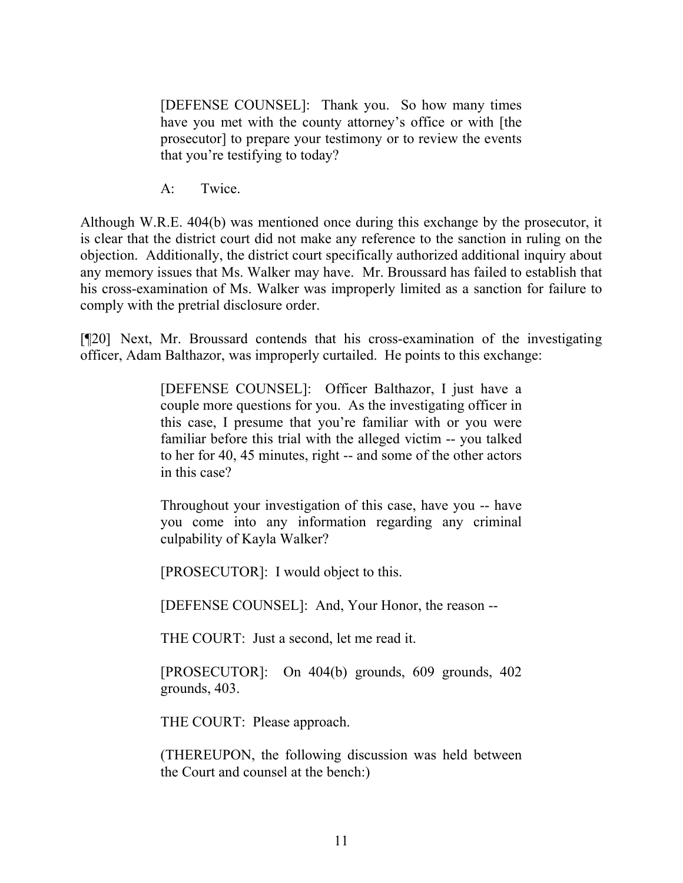> [DEFENSE COUNSEL]: Thank you. So how many times have you met with the county attorney's office or with [the prosecutor] to prepare your testimony or to review the events that you're testifying to today?
>
> A: Twice.

Although W.R.E. 404(b) was mentioned once during this exchange by the prosecutor, it is clear that the district court did not make any reference to the sanction in ruling on the objection. Additionally, the district court specifically authorized additional inquiry about any memory issues that Ms. Walker may have. Mr. Broussard has failed to establish that his cross-examination of Ms. Walker was improperly limited as a sanction for failure to comply with the pretrial disclosure order.

[¶20] Next, Mr. Broussard contends that his cross-examination of the investigating officer, Adam Balthazor, was improperly curtailed. He points to this exchange:

> [DEFENSE COUNSEL]: Officer Balthazor, I just have a couple more questions for you. As the investigating officer in this case, I presume that you're familiar with or you were familiar before this trial with the alleged victim -- you talked to her for 40, 45 minutes, right -- and some of the other actors in this case?
>
> Throughout your investigation of this case, have you -- have you come into any information regarding any criminal culpability of Kayla Walker?
>
> [PROSECUTOR]: I would object to this.
>
> [DEFENSE COUNSEL]: And, Your Honor, the reason --
>
> THE COURT: Just a second, let me read it.
>
> [PROSECUTOR]: On 404(b) grounds, 609 grounds, 402 grounds, 403.
>
> THE COURT: Please approach.
>
> (THEREUPON, the following discussion was held between the Court and counsel at the bench:)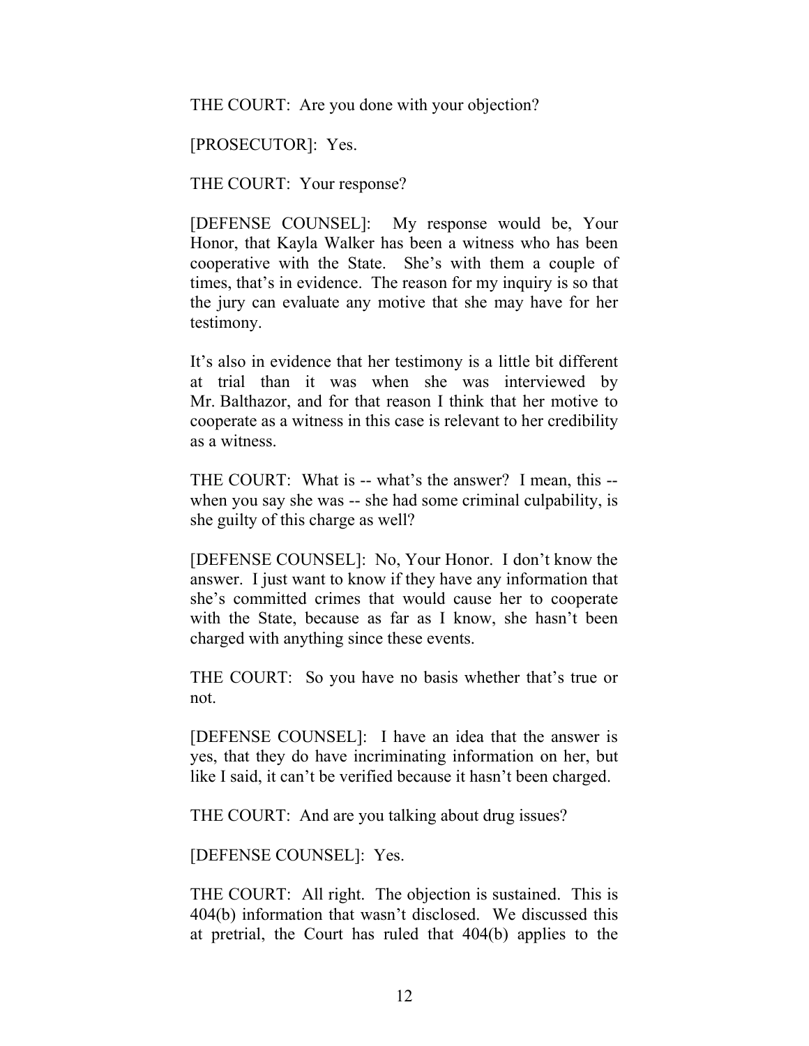THE COURT: Are you done with your objection?

[PROSECUTOR]: Yes.

THE COURT: Your response?

[DEFENSE COUNSEL]: My response would be, Your Honor, that Kayla Walker has been a witness who has been cooperative with the State. She's with them a couple of times, that's in evidence. The reason for my inquiry is so that the jury can evaluate any motive that she may have for her testimony.

It's also in evidence that her testimony is a little bit different at trial than it was when she was interviewed by Mr. Balthazor, and for that reason I think that her motive to cooperate as a witness in this case is relevant to her credibility as a witness.

THE COURT: What is -- what's the answer? I mean, this -- when you say she was -- she had some criminal culpability, is she guilty of this charge as well?

[DEFENSE COUNSEL]: No, Your Honor. I don't know the answer. I just want to know if they have any information that she's committed crimes that would cause her to cooperate with the State, because as far as I know, she hasn't been charged with anything since these events.

THE COURT: So you have no basis whether that's true or not.

[DEFENSE COUNSEL]: I have an idea that the answer is yes, that they do have incriminating information on her, but like I said, it can't be verified because it hasn't been charged.

THE COURT: And are you talking about drug issues?

[DEFENSE COUNSEL]: Yes.

THE COURT: All right. The objection is sustained. This is 404(b) information that wasn't disclosed. We discussed this at pretrial, the Court has ruled that 404(b) applies to the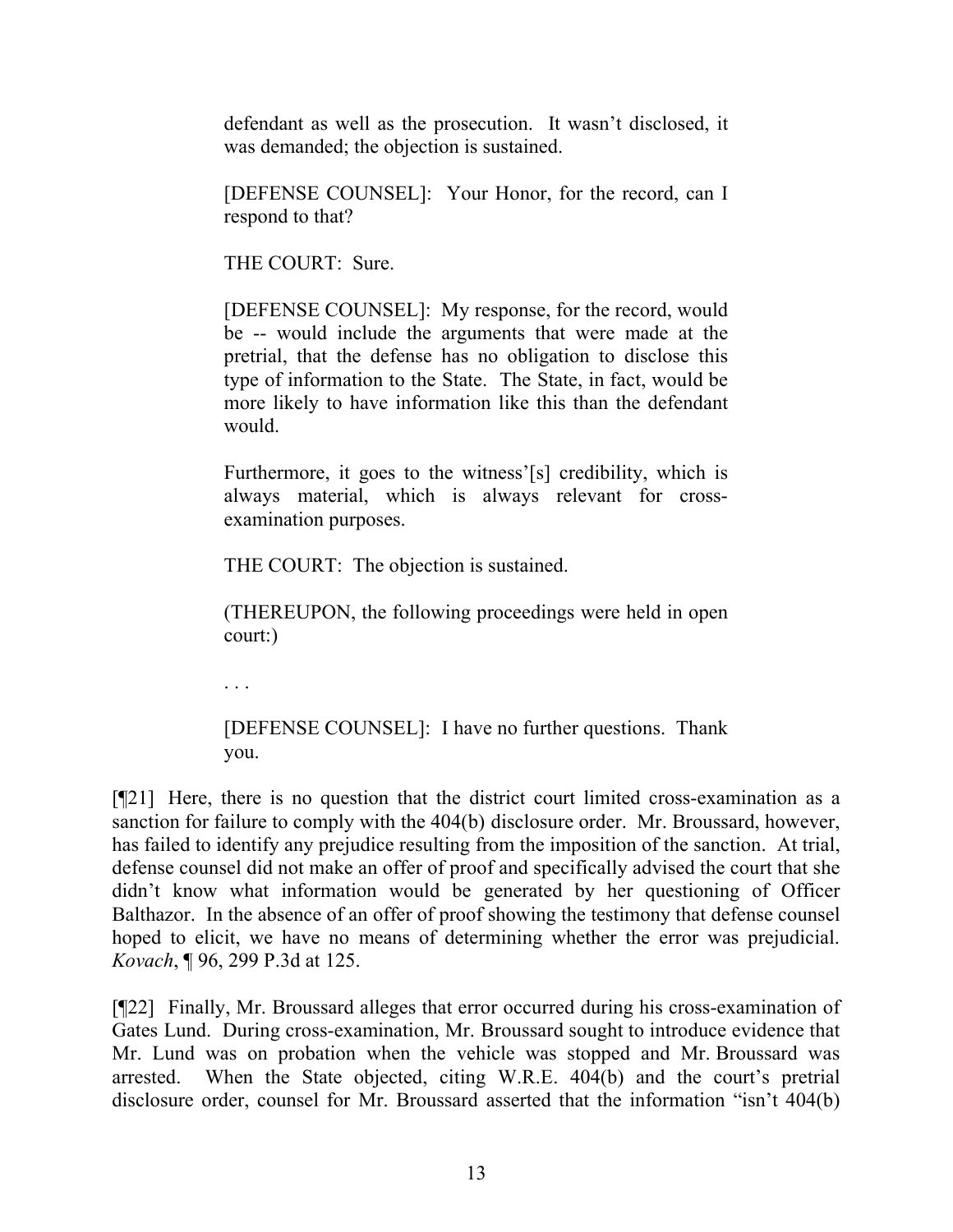> defendant as well as the prosecution. It wasn't disclosed, it was demanded; the objection is sustained.
>
> [DEFENSE COUNSEL]: Your Honor, for the record, can I respond to that?
>
> THE COURT: Sure.
>
> [DEFENSE COUNSEL]: My response, for the record, would be -- would include the arguments that were made at the pretrial, that the defense has no obligation to disclose this type of information to the State. The State, in fact, would be more likely to have information like this than the defendant would.
>
> Furthermore, it goes to the witness'[s] credibility, which is always material, which is always relevant for cross-examination purposes.
>
> THE COURT: The objection is sustained.
>
> (THEREUPON, the following proceedings were held in open court:)
>
> . . .
>
> [DEFENSE COUNSEL]: I have no further questions. Thank you.

[¶21] Here, there is no question that the district court limited cross-examination as a sanction for failure to comply with the 404(b) disclosure order. Mr. Broussard, however, has failed to identify any prejudice resulting from the imposition of the sanction. At trial, defense counsel did not make an offer of proof and specifically advised the court that she didn't know what information would be generated by her questioning of Officer Balthazor. In the absence of an offer of proof showing the testimony that defense counsel hoped to elicit, we have no means of determining whether the error was prejudicial. *Kovach*, ¶ 96, 299 P.3d at 125.

[¶22] Finally, Mr. Broussard alleges that error occurred during his cross-examination of Gates Lund. During cross-examination, Mr. Broussard sought to introduce evidence that Mr. Lund was on probation when the vehicle was stopped and Mr. Broussard was arrested. When the State objected, citing W.R.E. 404(b) and the court's pretrial disclosure order, counsel for Mr. Broussard asserted that the information "isn't 404(b)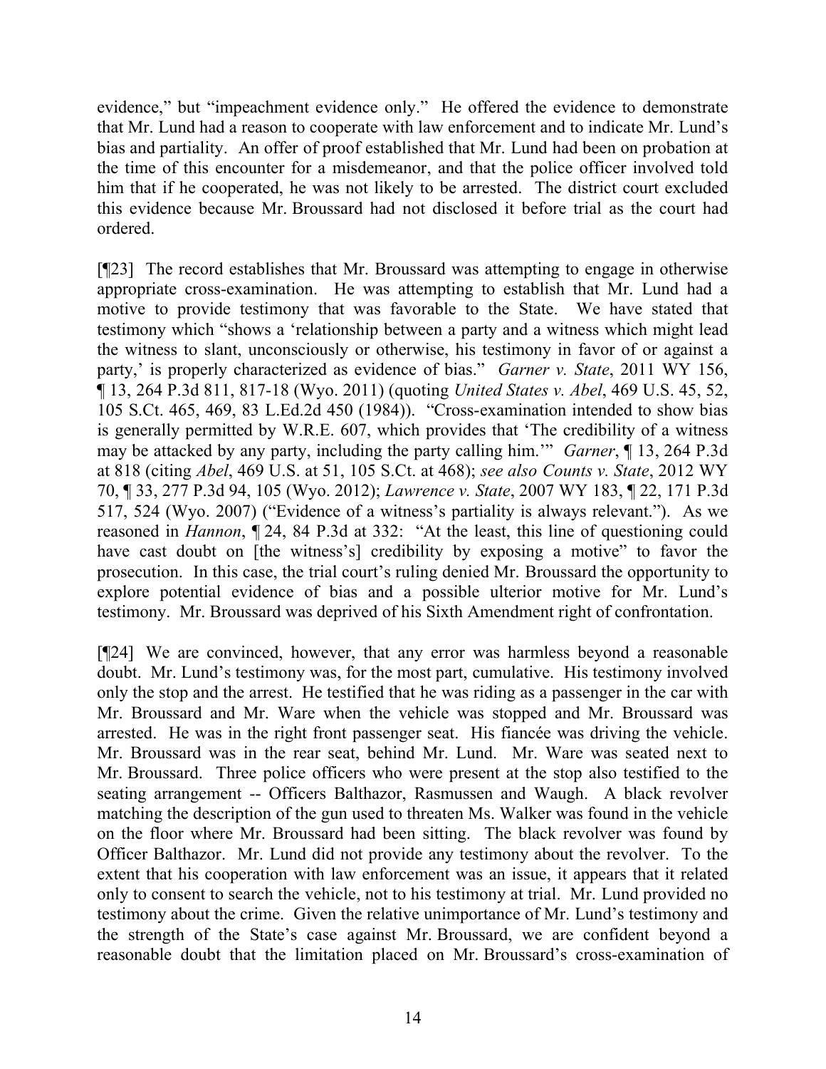evidence," but "impeachment evidence only." He offered the evidence to demonstrate that Mr. Lund had a reason to cooperate with law enforcement and to indicate Mr. Lund's bias and partiality. An offer of proof established that Mr. Lund had been on probation at the time of this encounter for a misdemeanor, and that the police officer involved told him that if he cooperated, he was not likely to be arrested. The district court excluded this evidence because Mr. Broussard had not disclosed it before trial as the court had ordered.

[¶23] The record establishes that Mr. Broussard was attempting to engage in otherwise appropriate cross-examination. He was attempting to establish that Mr. Lund had a motive to provide testimony that was favorable to the State. We have stated that testimony which "shows a 'relationship between a party and a witness which might lead the witness to slant, unconsciously or otherwise, his testimony in favor of or against a party,' is properly characterized as evidence of bias." *Garner v. State*, 2011 WY 156, ¶ 13, 264 P.3d 811, 817-18 (Wyo. 2011) (quoting *United States v. Abel*, 469 U.S. 45, 52, 105 S.Ct. 465, 469, 83 L.Ed.2d 450 (1984)). "Cross-examination intended to show bias is generally permitted by W.R.E. 607, which provides that 'The credibility of a witness may be attacked by any party, including the party calling him.'" *Garner*, ¶ 13, 264 P.3d at 818 (citing *Abel*, 469 U.S. at 51, 105 S.Ct. at 468); *see also Counts v. State*, 2012 WY 70, ¶ 33, 277 P.3d 94, 105 (Wyo. 2012); *Lawrence v. State*, 2007 WY 183, ¶ 22, 171 P.3d 517, 524 (Wyo. 2007) ("Evidence of a witness's partiality is always relevant."). As we reasoned in *Hannon*, ¶ 24, 84 P.3d at 332: "At the least, this line of questioning could have cast doubt on [the witness's] credibility by exposing a motive" to favor the prosecution. In this case, the trial court's ruling denied Mr. Broussard the opportunity to explore potential evidence of bias and a possible ulterior motive for Mr. Lund's testimony. Mr. Broussard was deprived of his Sixth Amendment right of confrontation.

[¶24] We are convinced, however, that any error was harmless beyond a reasonable doubt. Mr. Lund's testimony was, for the most part, cumulative. His testimony involved only the stop and the arrest. He testified that he was riding as a passenger in the car with Mr. Broussard and Mr. Ware when the vehicle was stopped and Mr. Broussard was arrested. He was in the right front passenger seat. His fiancée was driving the vehicle. Mr. Broussard was in the rear seat, behind Mr. Lund. Mr. Ware was seated next to Mr. Broussard. Three police officers who were present at the stop also testified to the seating arrangement -- Officers Balthazor, Rasmussen and Waugh. A black revolver matching the description of the gun used to threaten Ms. Walker was found in the vehicle on the floor where Mr. Broussard had been sitting. The black revolver was found by Officer Balthazor. Mr. Lund did not provide any testimony about the revolver. To the extent that his cooperation with law enforcement was an issue, it appears that it related only to consent to search the vehicle, not to his testimony at trial. Mr. Lund provided no testimony about the crime. Given the relative unimportance of Mr. Lund's testimony and the strength of the State's case against Mr. Broussard, we are confident beyond a reasonable doubt that the limitation placed on Mr. Broussard's cross-examination of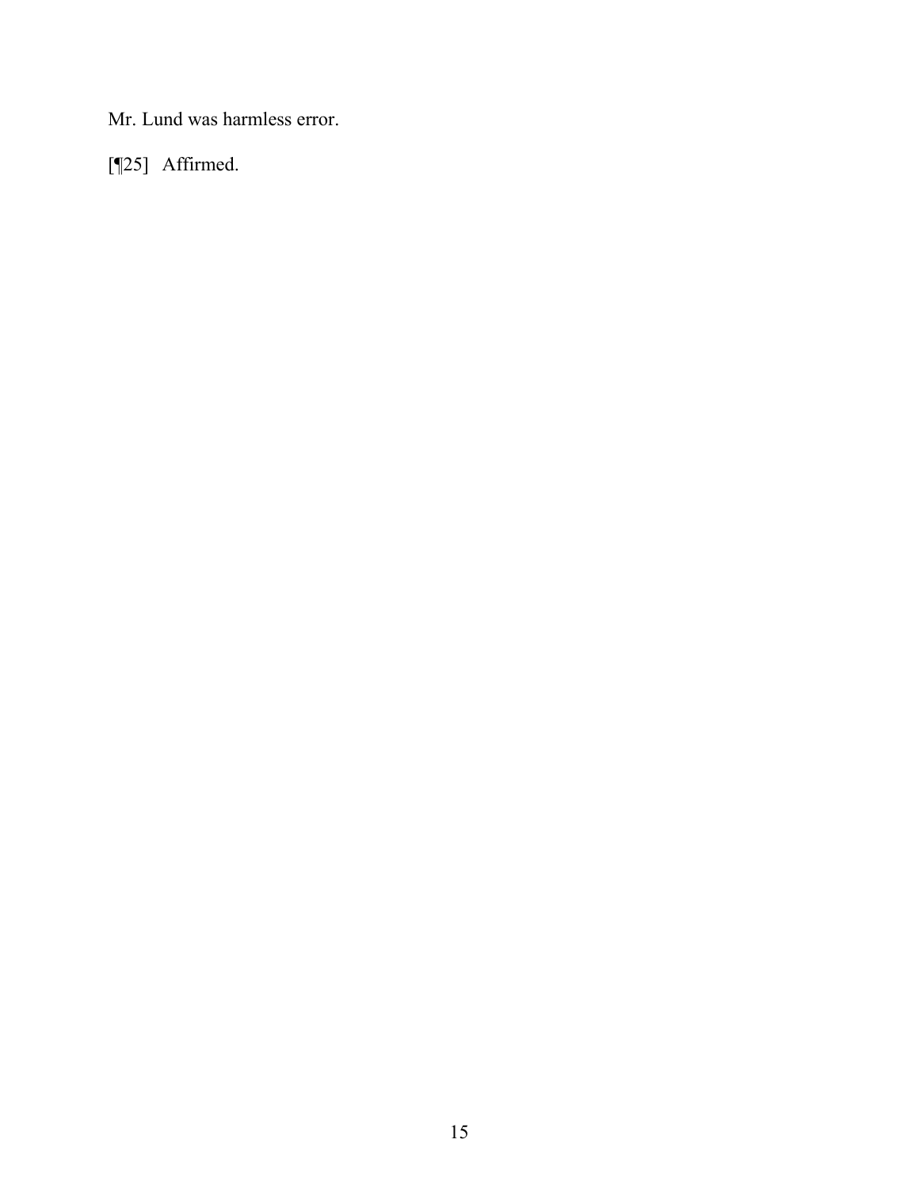Mr. Lund was harmless error.

[¶25] Affirmed.